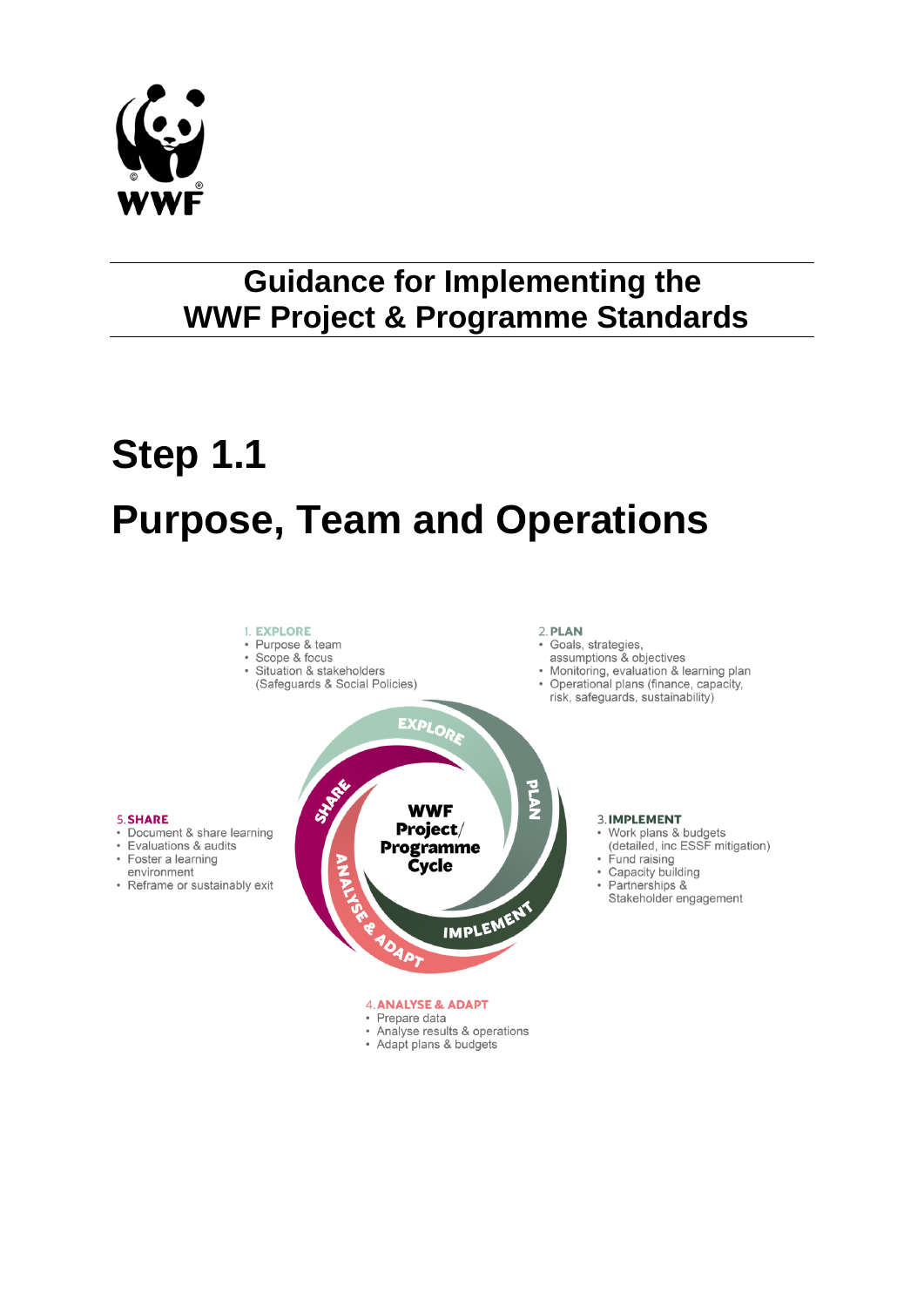# Guidance for Implementing the WWF Project & Programme Standards

# Step 1.1

# Purpose, Team and Operations

1. **EXPLORE**
- Purpose & team
- Scope & focus
- Situation & stakeholders (Safeguards & Social Policies)

2. **PLAN**
- Goals, strategies, assumptions & objectives
- Monitoring, evaluation & learning plan
- Operational plans (finance, capacity, risk, safeguards, sustainability)

3. **IMPLEMENT**
- Work plans & budgets (detailed, inc ESSF mitigation)
- Fund raising
- Capacity building
- Partnerships & Stakeholder engagement

4. **ANALYSE & ADAPT**
- Prepare data
- Analyse results & operations
- Adapt plans & budgets

5. **SHARE**
- Document & share learning
- Evaluations & audits
- Foster a learning environment
- Reframe or sustainably exit

WWF Project/ Programme Cycle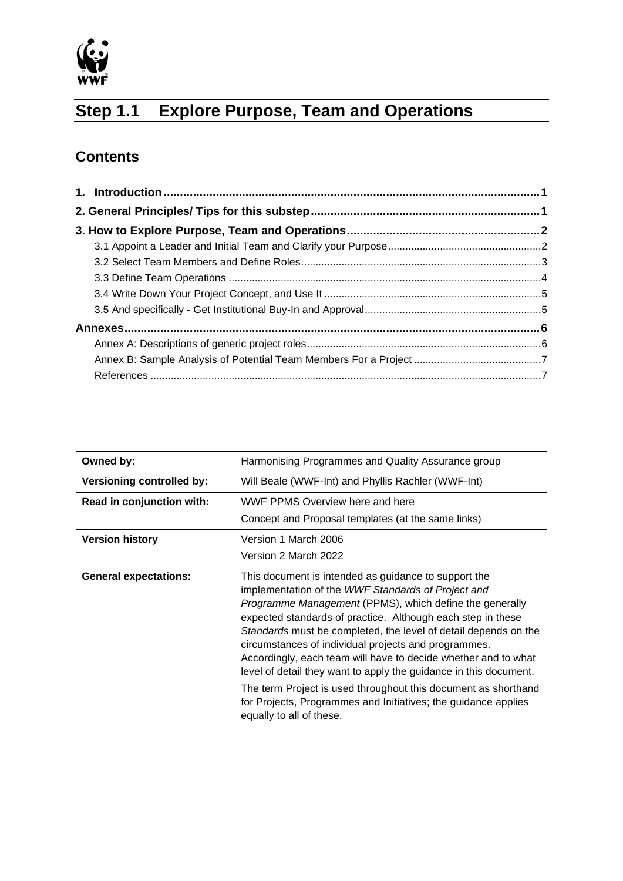# Step 1.1 Explore Purpose, Team and Operations

## Contents

**1. Introduction** ..... **1**

**2. General Principles/ Tips for this substep** ..... **1**

**3. How to Explore Purpose, Team and Operations** ..... **2**

- 3.1 Appoint a Leader and Initial Team and Clarify your Purpose ..... 2
- 3.2 Select Team Members and Define Roles ..... 3
- 3.3 Define Team Operations ..... 4
- 3.4 Write Down Your Project Concept, and Use It ..... 5
- 3.5 And specifically - Get Institutional Buy-In and Approval ..... 5

**Annexes** ..... **6**

- Annex A: Descriptions of generic project roles ..... 6
- Annex B: Sample Analysis of Potential Team Members For a Project ..... 7
- References ..... 7

| | |
|---|---|
| **Owned by:** | Harmonising Programmes and Quality Assurance group |
| **Versioning controlled by:** | Will Beale (WWF-Int) and Phyllis Rachler (WWF-Int) |
| **Read in conjunction with:** | WWF PPMS Overview here and here<br>Concept and Proposal templates (at the same links) |
| **Version history** | Version 1 March 2006<br>Version 2 March 2022 |
| **General expectations:** | This document is intended as guidance to support the implementation of the *WWF Standards of Project and Programme Management* (PPMS), which define the generally expected standards of practice. Although each step in these *Standards* must be completed, the level of detail depends on the circumstances of individual projects and programmes. Accordingly, each team will have to decide whether and to what level of detail they want to apply the guidance in this document.<br>The term Project is used throughout this document as shorthand for Projects, Programmes and Initiatives; the guidance applies equally to all of these. |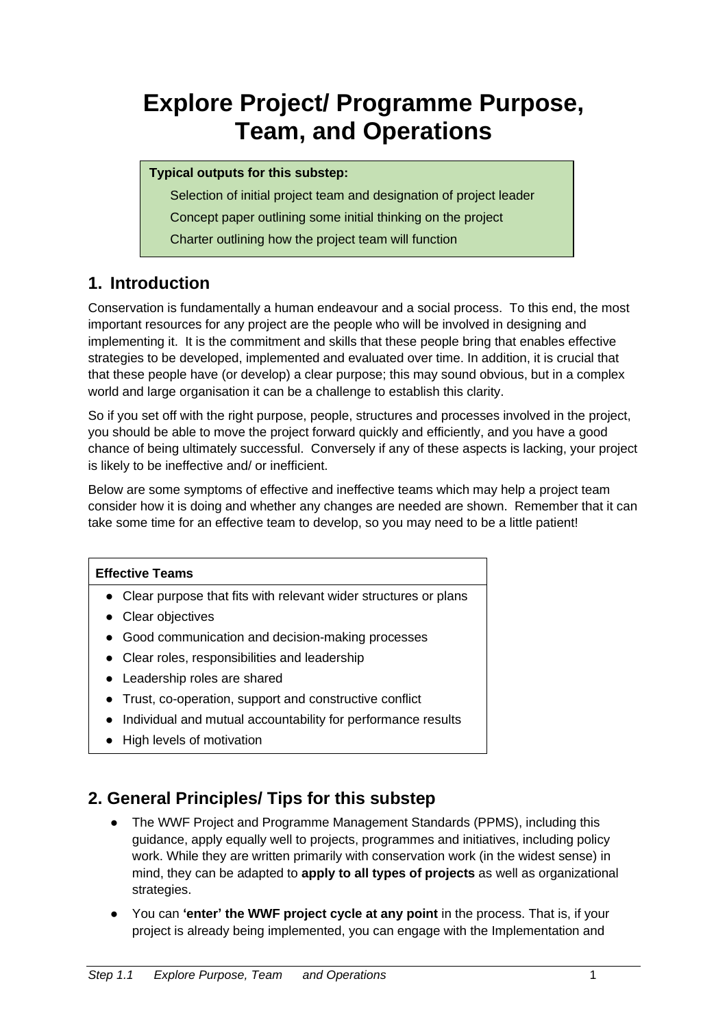# Explore Project/ Programme Purpose, Team, and Operations

**Typical outputs for this substep:**

- Selection of initial project team and designation of project leader
- Concept paper outlining some initial thinking on the project
- Charter outlining how the project team will function

## 1. Introduction

Conservation is fundamentally a human endeavour and a social process. To this end, the most important resources for any project are the people who will be involved in designing and implementing it. It is the commitment and skills that these people bring that enables effective strategies to be developed, implemented and evaluated over time. In addition, it is crucial that that these people have (or develop) a clear purpose; this may sound obvious, but in a complex world and large organisation it can be a challenge to establish this clarity.

So if you set off with the right purpose, people, structures and processes involved in the project, you should be able to move the project forward quickly and efficiently, and you have a good chance of being ultimately successful. Conversely if any of these aspects is lacking, your project is likely to be ineffective and/ or inefficient.

Below are some symptoms of effective and ineffective teams which may help a project team consider how it is doing and whether any changes are needed are shown. Remember that it can take some time for an effective team to develop, so you may need to be a little patient!

**Effective Teams**

- Clear purpose that fits with relevant wider structures or plans
- Clear objectives
- Good communication and decision-making processes
- Clear roles, responsibilities and leadership
- Leadership roles are shared
- Trust, co-operation, support and constructive conflict
- Individual and mutual accountability for performance results
- High levels of motivation

## 2. General Principles/ Tips for this substep

- The WWF Project and Programme Management Standards (PPMS), including this guidance, apply equally well to projects, programmes and initiatives, including policy work. While they are written primarily with conservation work (in the widest sense) in mind, they can be adapted to **apply to all types of projects** as well as organizational strategies.
- You can **'enter' the WWF project cycle at any point** in the process. That is, if your project is already being implemented, you can engage with the Implementation and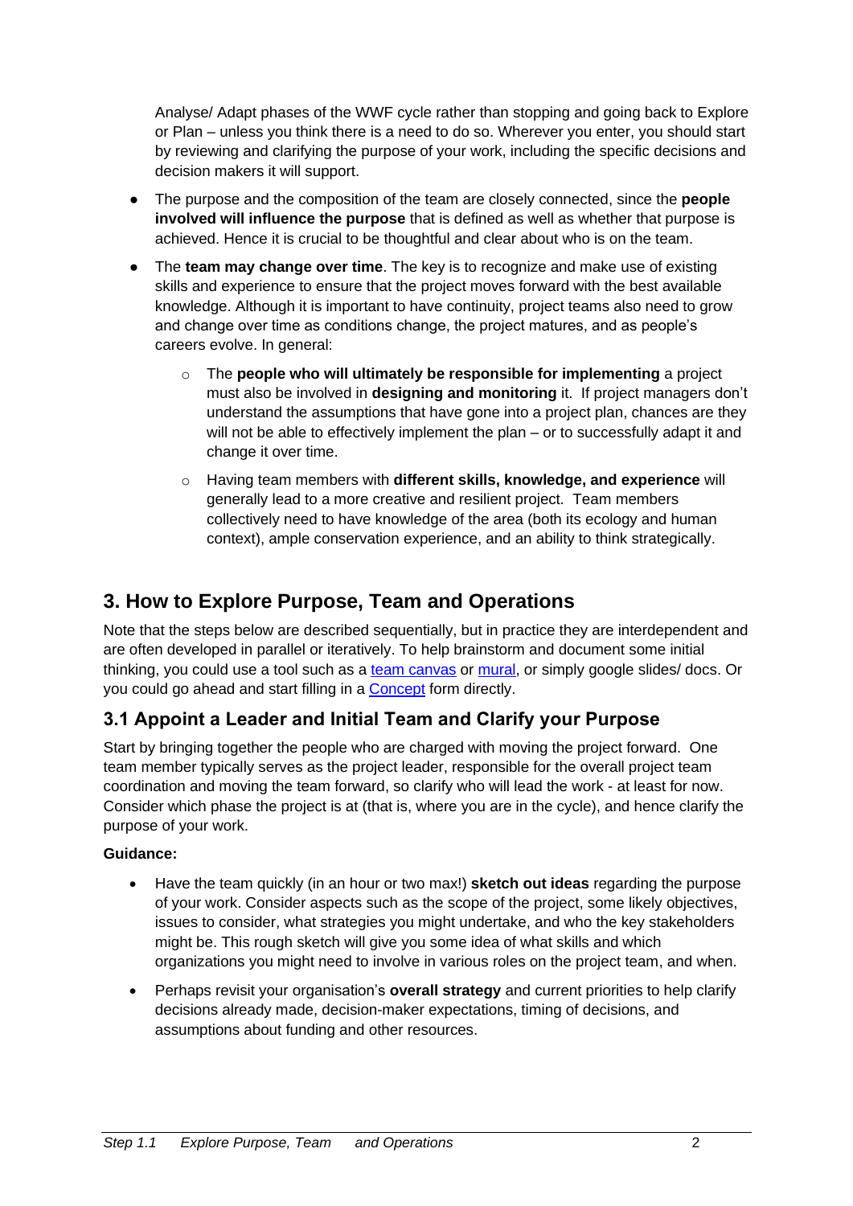Analyse/ Adapt phases of the WWF cycle rather than stopping and going back to Explore or Plan – unless you think there is a need to do so. Wherever you enter, you should start by reviewing and clarifying the purpose of your work, including the specific decisions and decision makers it will support.

- The purpose and the composition of the team are closely connected, since the **people involved will influence the purpose** that is defined as well as whether that purpose is achieved. Hence it is crucial to be thoughtful and clear about who is on the team.
- The **team may change over time**. The key is to recognize and make use of existing skills and experience to ensure that the project moves forward with the best available knowledge. Although it is important to have continuity, project teams also need to grow and change over time as conditions change, the project matures, and as people's careers evolve. In general:
    - The **people who will ultimately be responsible for implementing** a project must also be involved in **designing and monitoring** it. If project managers don't understand the assumptions that have gone into a project plan, chances are they will not be able to effectively implement the plan – or to successfully adapt it and change it over time.
    - Having team members with **different skills, knowledge, and experience** will generally lead to a more creative and resilient project. Team members collectively need to have knowledge of the area (both its ecology and human context), ample conservation experience, and an ability to think strategically.

## 3. How to Explore Purpose, Team and Operations

Note that the steps below are described sequentially, but in practice they are interdependent and are often developed in parallel or iteratively. To help brainstorm and document some initial thinking, you could use a tool such as a team canvas or mural, or simply google slides/ docs. Or you could go ahead and start filling in a Concept form directly.

### 3.1 Appoint a Leader and Initial Team and Clarify your Purpose

Start by bringing together the people who are charged with moving the project forward. One team member typically serves as the project leader, responsible for the overall project team coordination and moving the team forward, so clarify who will lead the work - at least for now. Consider which phase the project is at (that is, where you are in the cycle), and hence clarify the purpose of your work.

**Guidance:**

- Have the team quickly (in an hour or two max!) **sketch out ideas** regarding the purpose of your work. Consider aspects such as the scope of the project, some likely objectives, issues to consider, what strategies you might undertake, and who the key stakeholders might be. This rough sketch will give you some idea of what skills and which organizations you might need to involve in various roles on the project team, and when.
- Perhaps revisit your organisation's **overall strategy** and current priorities to help clarify decisions already made, decision-maker expectations, timing of decisions, and assumptions about funding and other resources.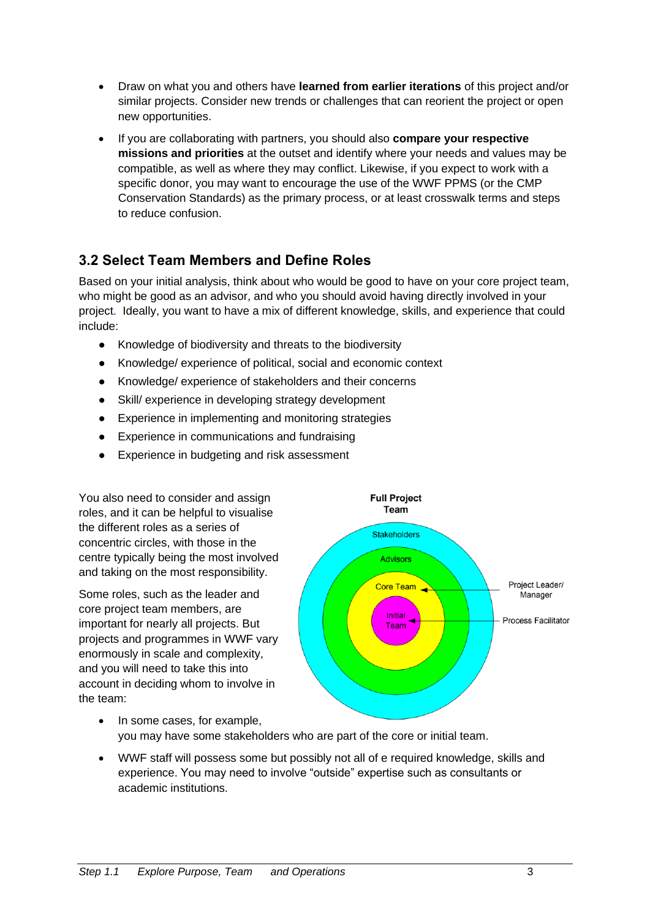- Draw on what you and others have **learned from earlier iterations** of this project and/or similar projects. Consider new trends or challenges that can reorient the project or open new opportunities.
- If you are collaborating with partners, you should also **compare your respective missions and priorities** at the outset and identify where your needs and values may be compatible, as well as where they may conflict. Likewise, if you expect to work with a specific donor, you may want to encourage the use of the WWF PPMS (or the CMP Conservation Standards) as the primary process, or at least crosswalk terms and steps to reduce confusion.

## 3.2 Select Team Members and Define Roles

Based on your initial analysis, think about who would be good to have on your core project team, who might be good as an advisor, and who you should avoid having directly involved in your project. Ideally, you want to have a mix of different knowledge, skills, and experience that could include:

- Knowledge of biodiversity and threats to the biodiversity
- Knowledge/ experience of political, social and economic context
- Knowledge/ experience of stakeholders and their concerns
- Skill/ experience in developing strategy development
- Experience in implementing and monitoring strategies
- Experience in communications and fundraising
- Experience in budgeting and risk assessment

You also need to consider and assign roles, and it can be helpful to visualise the different roles as a series of concentric circles, with those in the centre typically being the most involved and taking on the most responsibility.

Full Project Team

Stakeholders

Advisors

Core Team

Initial Team

Project Leader/ Manager

Process Facilitator

Some roles, such as the leader and core project team members, are important for nearly all projects. But projects and programmes in WWF vary enormously in scale and complexity, and you will need to take this into account in deciding whom to involve in the team:

- In some cases, for example, you may have some stakeholders who are part of the core or initial team.
- WWF staff will possess some but possibly not all of e required knowledge, skills and experience. You may need to involve "outside" expertise such as consultants or academic institutions.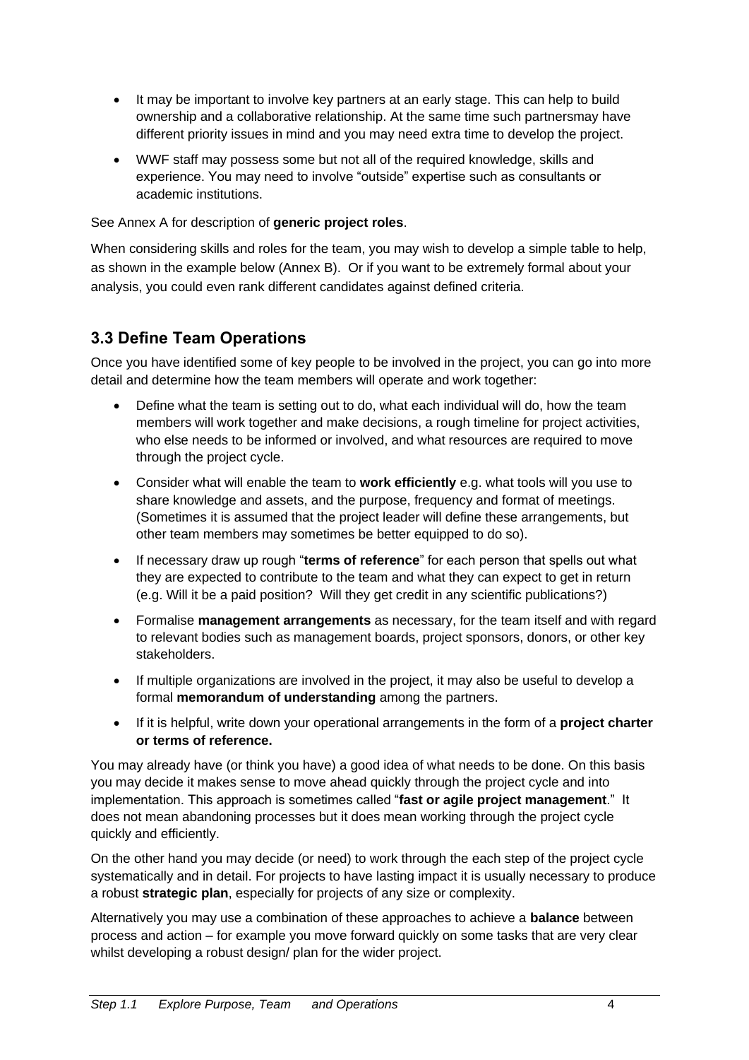- It may be important to involve key partners at an early stage. This can help to build ownership and a collaborative relationship. At the same time such partnersmay have different priority issues in mind and you may need extra time to develop the project.
- WWF staff may possess some but not all of the required knowledge, skills and experience. You may need to involve "outside" expertise such as consultants or academic institutions.

See Annex A for description of **generic project roles**.

When considering skills and roles for the team, you may wish to develop a simple table to help, as shown in the example below (Annex B). Or if you want to be extremely formal about your analysis, you could even rank different candidates against defined criteria.

## 3.3 Define Team Operations

Once you have identified some of key people to be involved in the project, you can go into more detail and determine how the team members will operate and work together:

- Define what the team is setting out to do, what each individual will do, how the team members will work together and make decisions, a rough timeline for project activities, who else needs to be informed or involved, and what resources are required to move through the project cycle.
- Consider what will enable the team to **work efficiently** e.g. what tools will you use to share knowledge and assets, and the purpose, frequency and format of meetings. (Sometimes it is assumed that the project leader will define these arrangements, but other team members may sometimes be better equipped to do so).
- If necessary draw up rough "**terms of reference**" for each person that spells out what they are expected to contribute to the team and what they can expect to get in return (e.g. Will it be a paid position? Will they get credit in any scientific publications?)
- Formalise **management arrangements** as necessary, for the team itself and with regard to relevant bodies such as management boards, project sponsors, donors, or other key stakeholders.
- If multiple organizations are involved in the project, it may also be useful to develop a formal **memorandum of understanding** among the partners.
- If it is helpful, write down your operational arrangements in the form of a **project charter or terms of reference.**

You may already have (or think you have) a good idea of what needs to be done. On this basis you may decide it makes sense to move ahead quickly through the project cycle and into implementation. This approach is sometimes called "**fast or agile project management**." It does not mean abandoning processes but it does mean working through the project cycle quickly and efficiently.

On the other hand you may decide (or need) to work through the each step of the project cycle systematically and in detail. For projects to have lasting impact it is usually necessary to produce a robust **strategic plan**, especially for projects of any size or complexity.

Alternatively you may use a combination of these approaches to achieve a **balance** between process and action – for example you move forward quickly on some tasks that are very clear whilst developing a robust design/ plan for the wider project.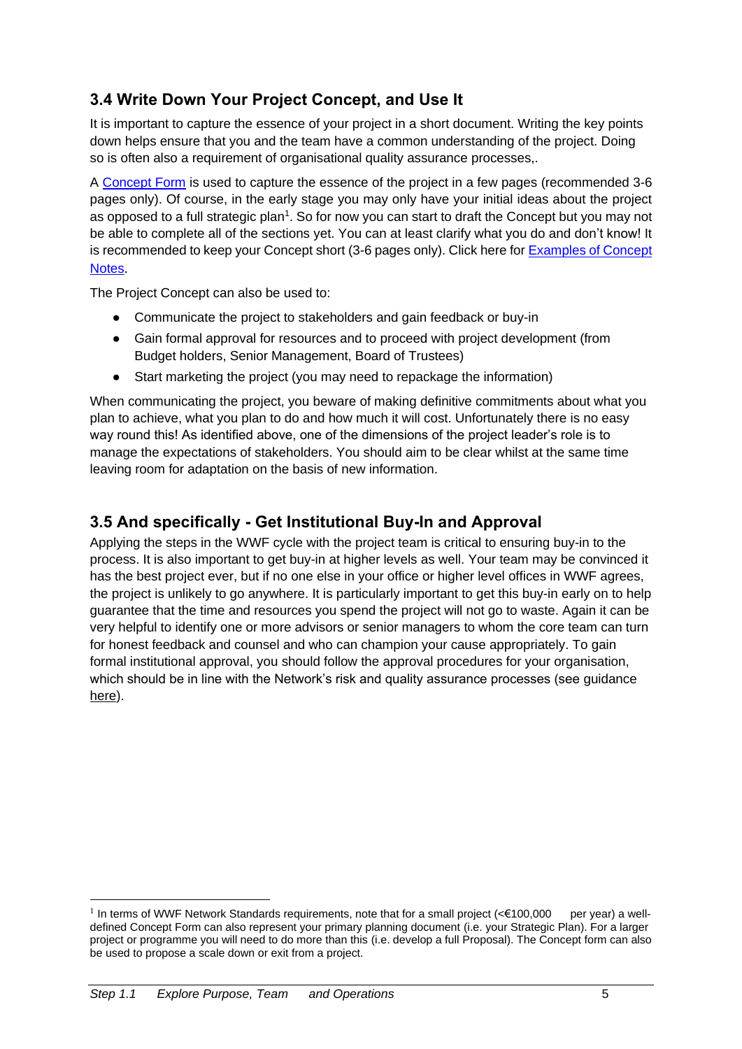## 3.4 Write Down Your Project Concept, and Use It

It is important to capture the essence of your project in a short document. Writing the key points down helps ensure that you and the team have a common understanding of the project. Doing so is often also a requirement of organisational quality assurance processes,.

A Concept Form is used to capture the essence of the project in a few pages (recommended 3-6 pages only). Of course, in the early stage you may only have your initial ideas about the project as opposed to a full strategic plan[1]. So for now you can start to draft the Concept but you may not be able to complete all of the sections yet. You can at least clarify what you do and don't know! It is recommended to keep your Concept short (3-6 pages only). Click here for Examples of Concept Notes.

The Project Concept can also be used to:

- Communicate the project to stakeholders and gain feedback or buy-in
- Gain formal approval for resources and to proceed with project development (from Budget holders, Senior Management, Board of Trustees)
- Start marketing the project (you may need to repackage the information)

When communicating the project, you beware of making definitive commitments about what you plan to achieve, what you plan to do and how much it will cost. Unfortunately there is no easy way round this! As identified above, one of the dimensions of the project leader's role is to manage the expectations of stakeholders. You should aim to be clear whilst at the same time leaving room for adaptation on the basis of new information.

## 3.5 And specifically - Get Institutional Buy-In and Approval

Applying the steps in the WWF cycle with the project team is critical to ensuring buy-in to the process. It is also important to get buy-in at higher levels as well. Your team may be convinced it has the best project ever, but if no one else in your office or higher level offices in WWF agrees, the project is unlikely to go anywhere. It is particularly important to get this buy-in early on to help guarantee that the time and resources you spend the project will not go to waste. Again it can be very helpful to identify one or more advisors or senior managers to whom the core team can turn for honest feedback and counsel and who can champion your cause appropriately. To gain formal institutional approval, you should follow the approval procedures for your organisation, which should be in line with the Network's risk and quality assurance processes (see guidance here).

[1] In terms of WWF Network Standards requirements, note that for a small project (<€100,000 per year) a well-defined Concept Form can also represent your primary planning document (i.e. your Strategic Plan). For a larger project or programme you will need to do more than this (i.e. develop a full Proposal). The Concept form can also be used to propose a scale down or exit from a project.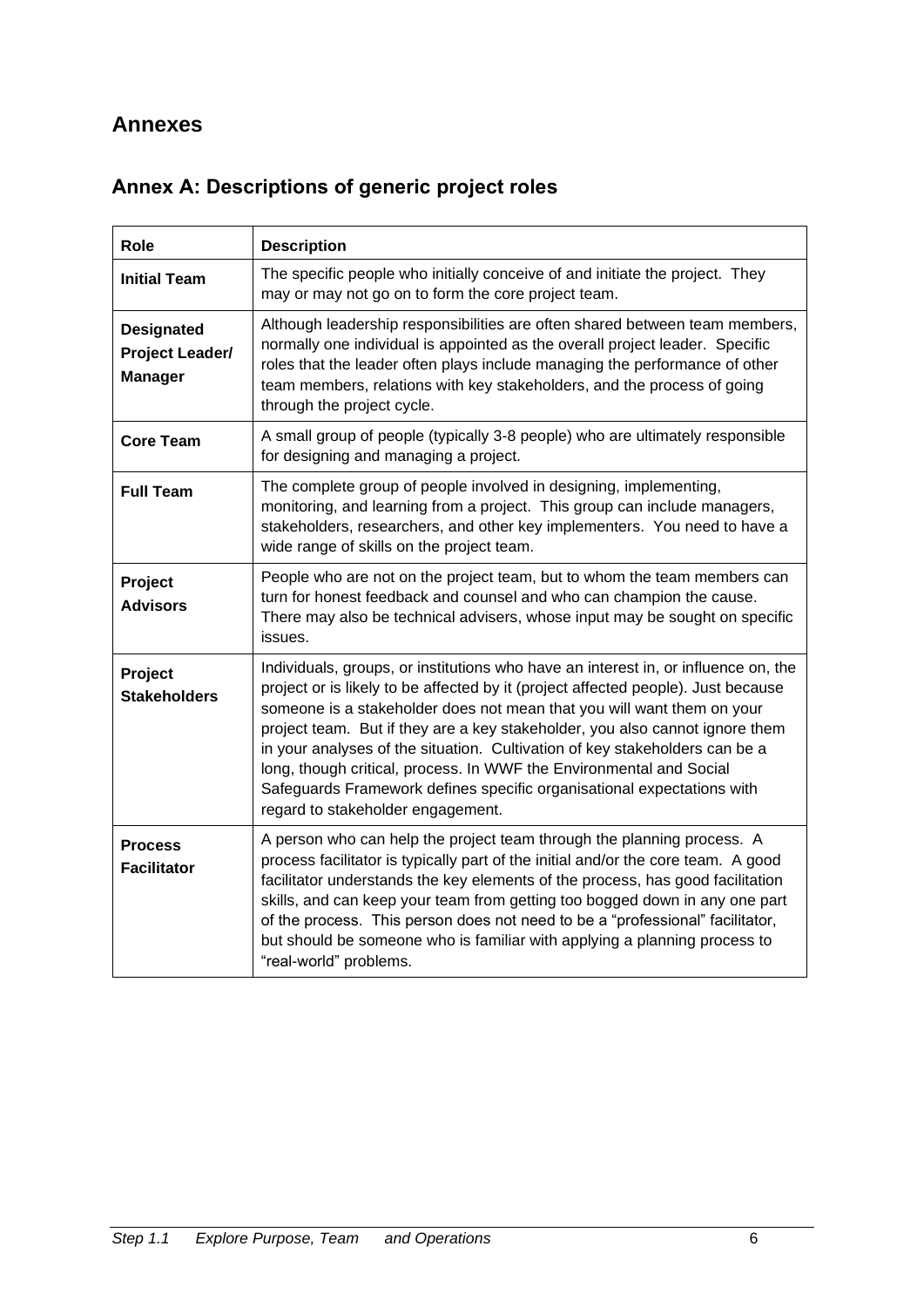# Annexes

## Annex A: Descriptions of generic project roles

| Role | Description |
|---|---|
| **Initial Team** | The specific people who initially conceive of and initiate the project. They may or may not go on to form the core project team. |
| **Designated Project Leader/ Manager** | Although leadership responsibilities are often shared between team members, normally one individual is appointed as the overall project leader. Specific roles that the leader often plays include managing the performance of other team members, relations with key stakeholders, and the process of going through the project cycle. |
| **Core Team** | A small group of people (typically 3-8 people) who are ultimately responsible for designing and managing a project. |
| **Full Team** | The complete group of people involved in designing, implementing, monitoring, and learning from a project. This group can include managers, stakeholders, researchers, and other key implementers. You need to have a wide range of skills on the project team. |
| **Project Advisors** | People who are not on the project team, but to whom the team members can turn for honest feedback and counsel and who can champion the cause. There may also be technical advisers, whose input may be sought on specific issues. |
| **Project Stakeholders** | Individuals, groups, or institutions who have an interest in, or influence on, the project or is likely to be affected by it (project affected people). Just because someone is a stakeholder does not mean that you will want them on your project team. But if they are a key stakeholder, you also cannot ignore them in your analyses of the situation. Cultivation of key stakeholders can be a long, though critical, process. In WWF the Environmental and Social Safeguards Framework defines specific organisational expectations with regard to stakeholder engagement. |
| **Process Facilitator** | A person who can help the project team through the planning process. A process facilitator is typically part of the initial and/or the core team. A good facilitator understands the key elements of the process, has good facilitation skills, and can keep your team from getting too bogged down in any one part of the process. This person does not need to be a "professional" facilitator, but should be someone who is familiar with applying a planning process to "real-world" problems. |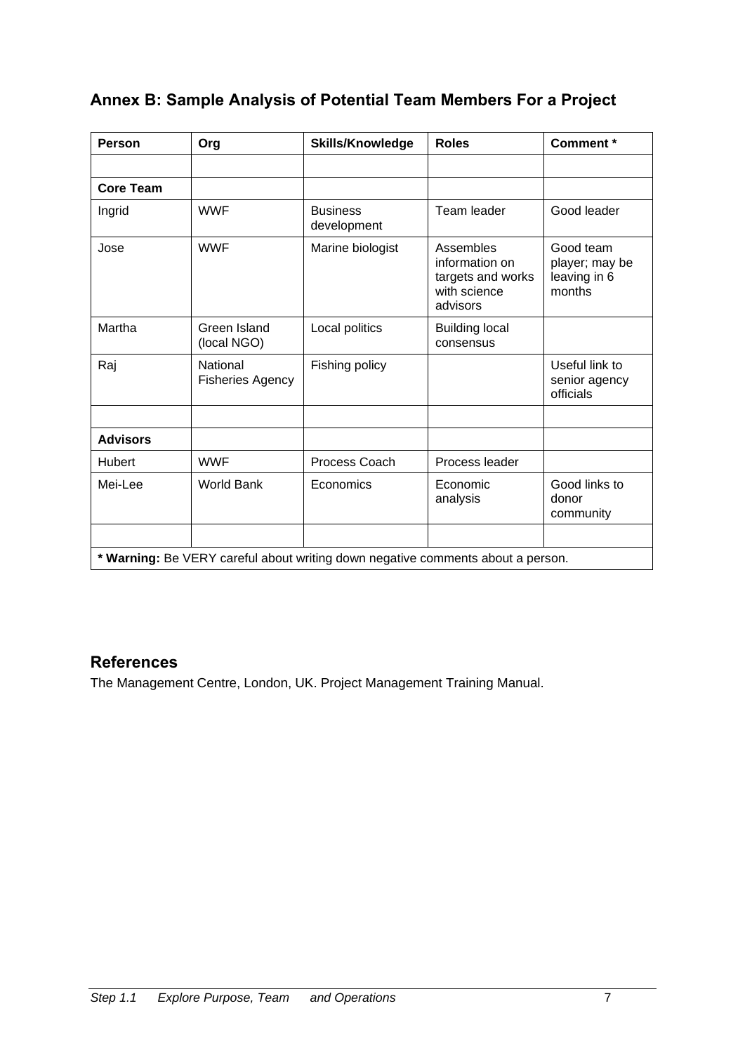## Annex B: Sample Analysis of Potential Team Members For a Project

| Person | Org | Skills/Knowledge | Roles | Comment * |
|---|---|---|---|---|
| | | | | |
| **Core Team** | | | | |
| Ingrid | WWF | Business development | Team leader | Good leader |
| Jose | WWF | Marine biologist | Assembles information on targets and works with science advisors | Good team player; may be leaving in 6 months |
| Martha | Green Island (local NGO) | Local politics | Building local consensus | |
| Raj | National Fisheries Agency | Fishing policy | | Useful link to senior agency officials |
| | | | | |
| **Advisors** | | | | |
| Hubert | WWF | Process Coach | Process leader | |
| Mei-Lee | World Bank | Economics | Economic analysis | Good links to donor community |
| | | | | |
| **\* Warning:** Be VERY careful about writing down negative comments about a person. | | | | |

## References

The Management Centre, London, UK. Project Management Training Manual.